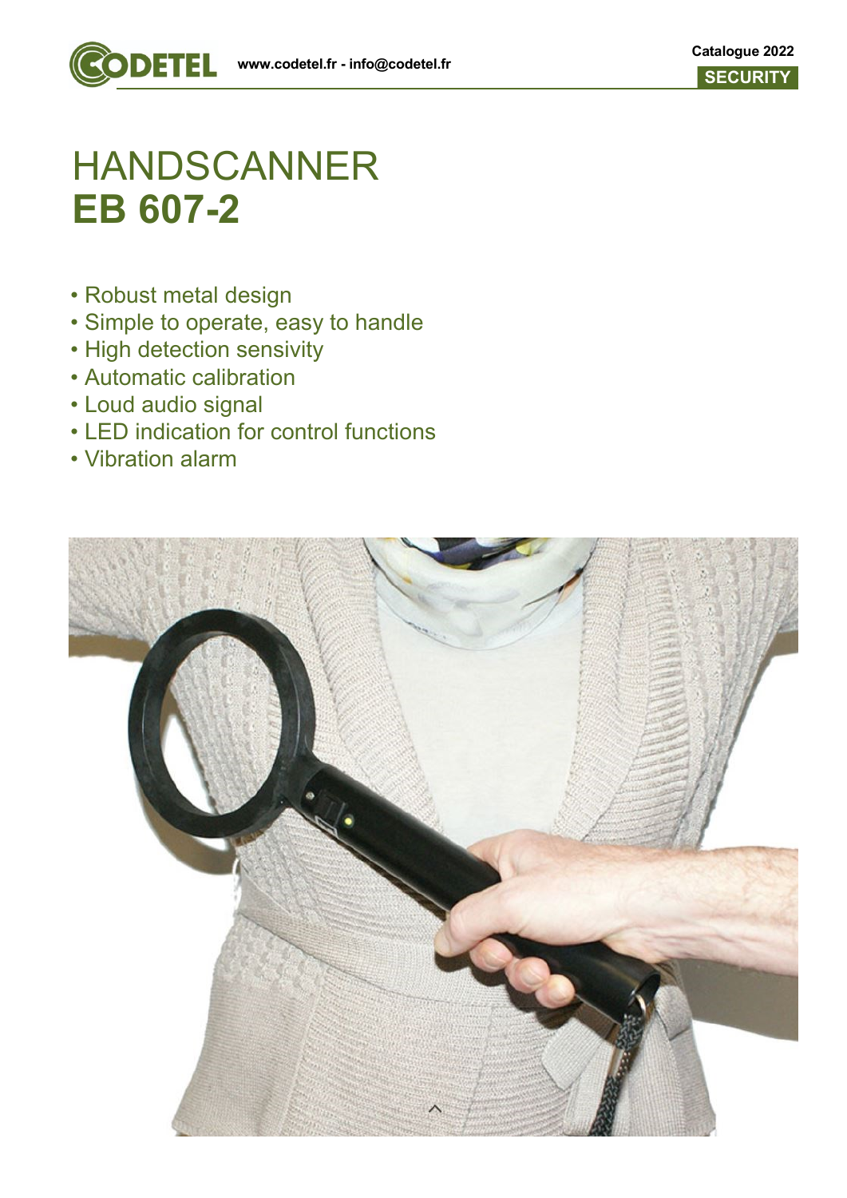# HANDSCANNER
# **EB 607-2**

- Robust metal design
- Simple to operate, easy to handle
- High detection sensivity
- Automatic calibration
- Loud audio signal
- LED indication for control functions
- Vibration alarm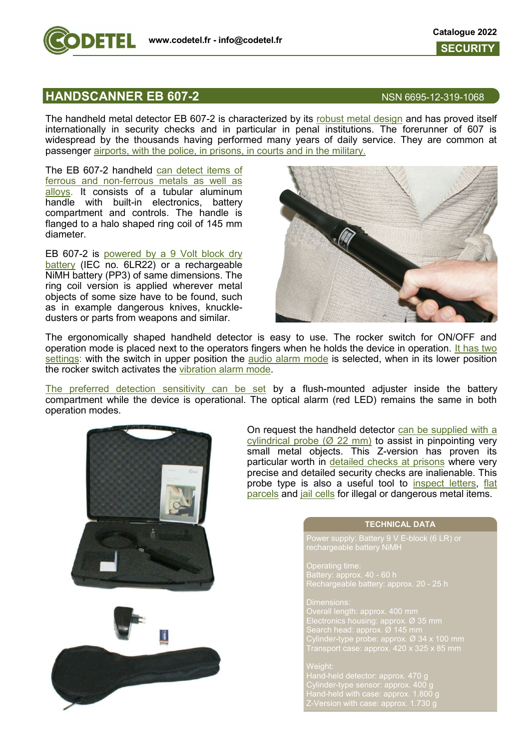## HANDSCANNER EB 607-2

NSN 6695-12-319-1068

The handheld metal detector EB 607-2 is characterized by its robust metal design and has proved itself internationally in security checks and in particular in penal institutions. The forerunner of 607 is widespread by the thousands having performed many years of daily service. They are common at passenger airports, with the police, in prisons, in courts and in the military.

The EB 607-2 handheld can detect items of ferrous and non-ferrous metals as well as alloys. It consists of a tubular aluminum handle with built-in electronics, battery compartment and controls. The handle is flanged to a halo shaped ring coil of 145 mm diameter.

EB 607-2 is powered by a 9 Volt block dry battery (IEC no. 6LR22) or a rechargeable NiMH battery (PP3) of same dimensions. The ring coil version is applied wherever metal objects of some size have to be found, such as in example dangerous knives, knuckle-dusters or parts from weapons and similar.

The ergonomically shaped handheld detector is easy to use. The rocker switch for ON/OFF and operation mode is placed next to the operators fingers when he holds the device in operation. It has two settings: with the switch in upper position the audio alarm mode is selected, when in its lower position the rocker switch activates the vibration alarm mode.

The preferred detection sensitivity can be set by a flush-mounted adjuster inside the battery compartment while the device is operational. The optical alarm (red LED) remains the same in both operation modes.

On request the handheld detector can be supplied with a cylindrical probe (Ø 22 mm) to assist in pinpointing very small metal objects. This Z-version has proven its particular worth in detailed checks at prisons where very precise and detailed security checks are inalienable. This probe type is also a useful tool to inspect letters, flat parcels and jail cells for illegal or dangerous metal items.

### TECHNICAL DATA

Power supply: Battery 9 V E-block (6 LR) or rechargeable battery NiMH

Operating time:
Battery: approx. 40 - 60 h
Rechargeable battery: approx. 20 - 25 h

Dimensions:
Overall length: approx. 400 mm
Electronics housing: approx. Ø 35 mm
Search head: approx. Ø 145 mm
Cylinder-type probe: approx. Ø 34 x 100 mm
Transport case: approx. 420 x 325 x 85 mm

Weight:
Hand-held detector: approx. 470 g
Cylinder-type sensor: approx. 400 g
Hand-held with case: approx. 1.800 g
Z-Version with case: approx. 1.730 g